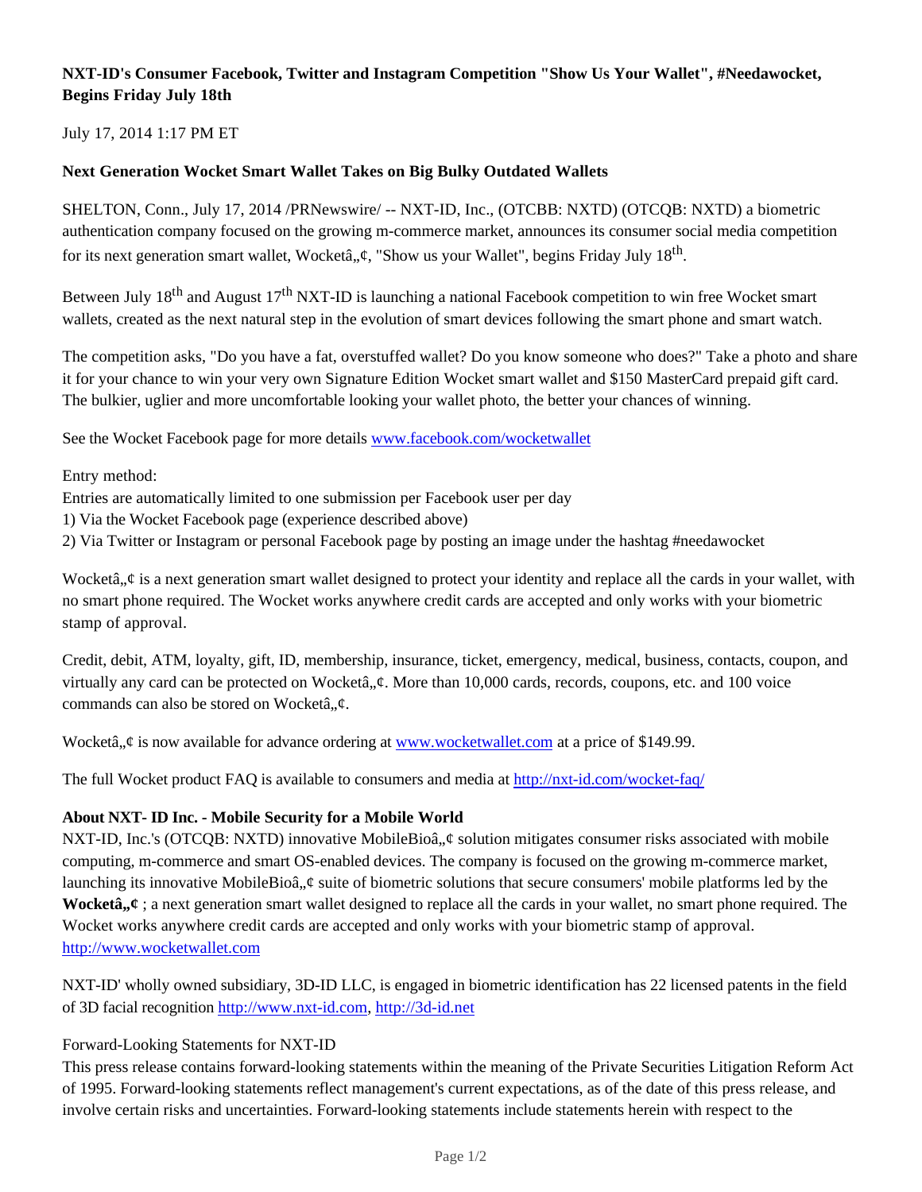**NXT-ID's Consumer Facebook, Twitter and Instagram Competition "Show Us Your Wallet", #Needawocket, Begins Friday July 18th**

July 17, 2014 1:17 PM ET

**Next Generation Wocket Smart Wallet Takes on Big Bulky Outdated Wallets**

SHELTON, Conn., July 17, 2014 /PRNewswire/ -- NXT-ID, Inc., (OTCBB: NXTD) (OTCQB: NXTD) a biometric authentication company focused on the growing m-commerce market, announces its consumer social media competition for its next generation smart wallet, Wocketâ„¢, "Show us your Wallet", begins Friday July 18th.

Between July 18th and August 17th NXT-ID is launching a national Facebook competition to win free Wocket smart wallets, created as the next natural step in the evolution of smart devices following the smart phone and smart watch.

The competition asks, "Do you have a fat, overstuffed wallet? Do you know someone who does?" Take a photo and share it for your chance to win your very own Signature Edition Wocket smart wallet and $150 MasterCard prepaid gift card. The bulkier, uglier and more uncomfortable looking your wallet photo, the better your chances of winning.

See the Wocket Facebook page for more details www.facebook.com/wocketwallet

Entry method:
Entries are automatically limited to one submission per Facebook user per day
1) Via the Wocket Facebook page (experience described above)
2) Via Twitter or Instagram or personal Facebook page by posting an image under the hashtag #needawocket

Wocketâ„¢ is a next generation smart wallet designed to protect your identity and replace all the cards in your wallet, with no smart phone required. The Wocket works anywhere credit cards are accepted and only works with your biometric stamp of approval.

Credit, debit, ATM, loyalty, gift, ID, membership, insurance, ticket, emergency, medical, business, contacts, coupon, and virtually any card can be protected on Wocketâ„¢. More than 10,000 cards, records, coupons, etc. and 100 voice commands can also be stored on Wocketâ„¢.

Wocketâ„¢ is now available for advance ordering at www.wocketwallet.com at a price of $149.99.

The full Wocket product FAQ is available to consumers and media at http://nxt-id.com/wocket-faq/

**About NXT- ID Inc. - Mobile Security for a Mobile World**
NXT-ID, Inc.'s (OTCQB: NXTD) innovative MobileBioâ„¢ solution mitigates consumer risks associated with mobile computing, m-commerce and smart OS-enabled devices. The company is focused on the growing m-commerce market, launching its innovative MobileBioâ„¢ suite of biometric solutions that secure consumers' mobile platforms led by the **Wocketâ„¢** ; a next generation smart wallet designed to replace all the cards in your wallet, no smart phone required. The Wocket works anywhere credit cards are accepted and only works with your biometric stamp of approval. http://www.wocketwallet.com

NXT-ID' wholly owned subsidiary, 3D-ID LLC, is engaged in biometric identification has 22 licensed patents in the field of 3D facial recognition http://www.nxt-id.com, http://3d-id.net

Forward-Looking Statements for NXT-ID
This press release contains forward-looking statements within the meaning of the Private Securities Litigation Reform Act of 1995. Forward-looking statements reflect management's current expectations, as of the date of this press release, and involve certain risks and uncertainties. Forward-looking statements include statements herein with respect to the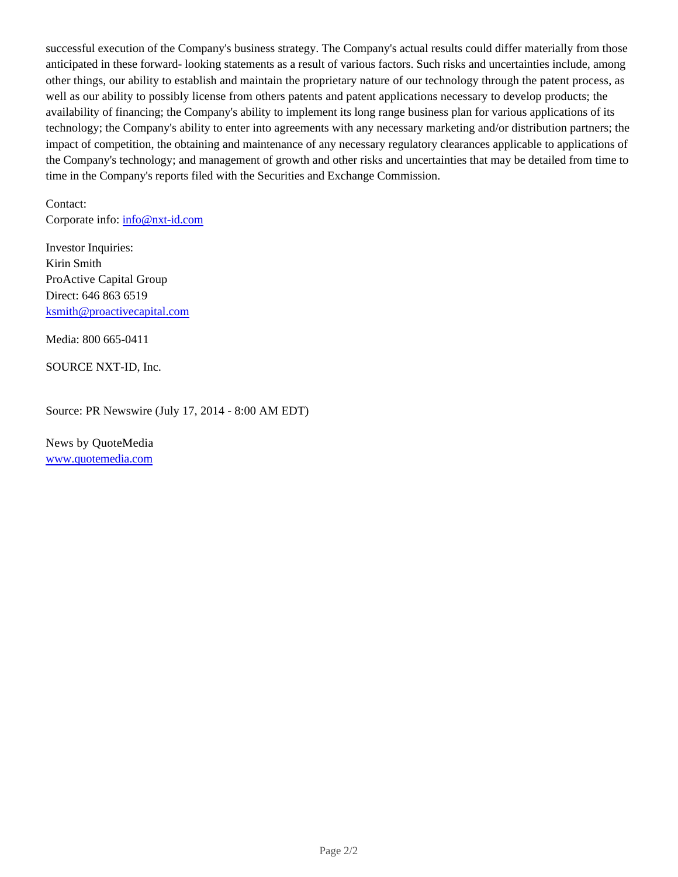successful execution of the Company's business strategy. The Company's actual results could differ materially from those anticipated in these forward- looking statements as a result of various factors. Such risks and uncertainties include, among other things, our ability to establish and maintain the proprietary nature of our technology through the patent process, as well as our ability to possibly license from others patents and patent applications necessary to develop products; the availability of financing; the Company's ability to implement its long range business plan for various applications of its technology; the Company's ability to enter into agreements with any necessary marketing and/or distribution partners; the impact of competition, the obtaining and maintenance of any necessary regulatory clearances applicable to applications of the Company's technology; and management of growth and other risks and uncertainties that may be detailed from time to time in the Company's reports filed with the Securities and Exchange Commission.

Contact:
Corporate info: info@nxt-id.com

Investor Inquiries:
Kirin Smith
ProActive Capital Group
Direct: 646 863 6519
ksmith@proactivecapital.com

Media: 800 665-0411

SOURCE NXT-ID, Inc.

Source: PR Newswire (July 17, 2014 - 8:00 AM EDT)

News by QuoteMedia
www.quotemedia.com